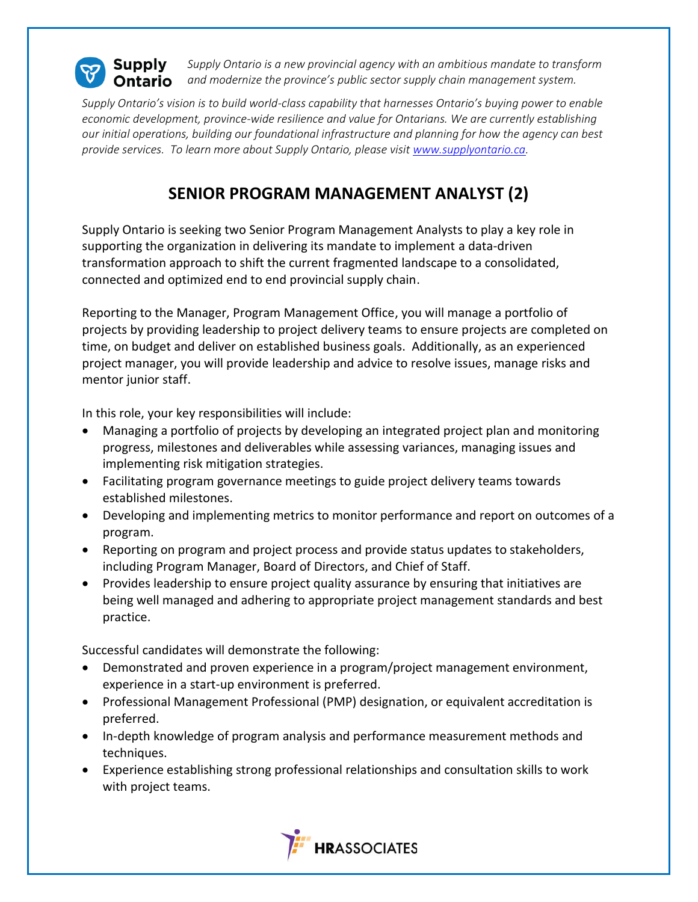**Supply Ontario**

*Supply Ontario is a new provincial agency with an ambitious mandate to transform and modernize the province's public sector supply chain management system.*

*Supply Ontario's vision is to build world-class capability that harnesses Ontario's buying power to enable economic development, province-wide resilience and value for Ontarians. We are currently establishing our initial operations, building our foundational infrastructure and planning for how the agency can best provide services. To learn more about Supply Ontario, please visit [www.supplyontario.ca](http://www.supplyontario.ca).*

# SENIOR PROGRAM MANAGEMENT ANALYST (2)

Supply Ontario is seeking two Senior Program Management Analysts to play a key role in supporting the organization in delivering its mandate to implement a data-driven transformation approach to shift the current fragmented landscape to a consolidated, connected and optimized end to end provincial supply chain.

Reporting to the Manager, Program Management Office, you will manage a portfolio of projects by providing leadership to project delivery teams to ensure projects are completed on time, on budget and deliver on established business goals. Additionally, as an experienced project manager, you will provide leadership and advice to resolve issues, manage risks and mentor junior staff.

In this role, your key responsibilities will include:

- Managing a portfolio of projects by developing an integrated project plan and monitoring progress, milestones and deliverables while assessing variances, managing issues and implementing risk mitigation strategies.
- Facilitating program governance meetings to guide project delivery teams towards established milestones.
- Developing and implementing metrics to monitor performance and report on outcomes of a program.
- Reporting on program and project process and provide status updates to stakeholders, including Program Manager, Board of Directors, and Chief of Staff.
- Provides leadership to ensure project quality assurance by ensuring that initiatives are being well managed and adhering to appropriate project management standards and best practice.

Successful candidates will demonstrate the following:

- Demonstrated and proven experience in a program/project management environment, experience in a start-up environment is preferred.
- Professional Management Professional (PMP) designation, or equivalent accreditation is preferred.
- In-depth knowledge of program analysis and performance measurement methods and techniques.
- Experience establishing strong professional relationships and consultation skills to work with project teams.

**HR**ASSOCIATES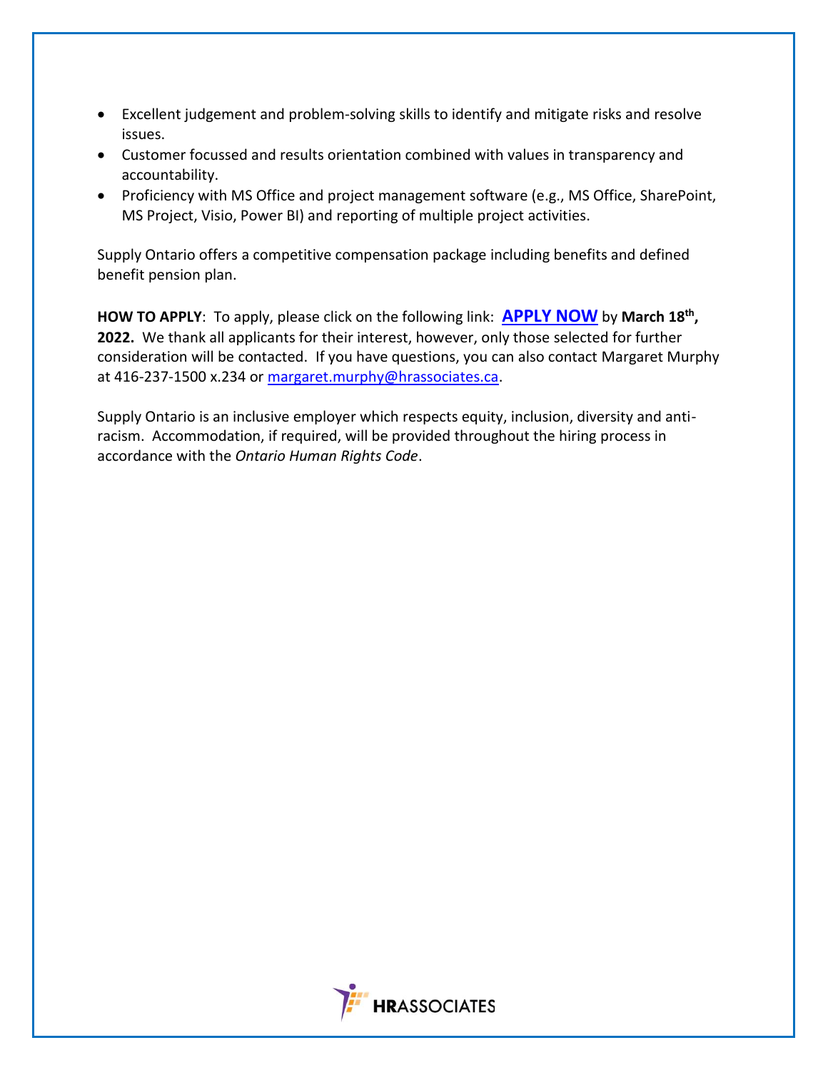- Excellent judgement and problem-solving skills to identify and mitigate risks and resolve issues.
- Customer focussed and results orientation combined with values in transparency and accountability.
- Proficiency with MS Office and project management software (e.g., MS Office, SharePoint, MS Project, Visio, Power BI) and reporting of multiple project activities.

Supply Ontario offers a competitive compensation package including benefits and defined benefit pension plan.

**HOW TO APPLY**: To apply, please click on the following link: **APPLY NOW** by **March 18th, 2022.** We thank all applicants for their interest, however, only those selected for further consideration will be contacted. If you have questions, you can also contact Margaret Murphy at 416-237-1500 x.234 or margaret.murphy@hrassociates.ca.

Supply Ontario is an inclusive employer which respects equity, inclusion, diversity and anti-racism. Accommodation, if required, will be provided throughout the hiring process in accordance with the *Ontario Human Rights Code*.

HRASSOCIATES